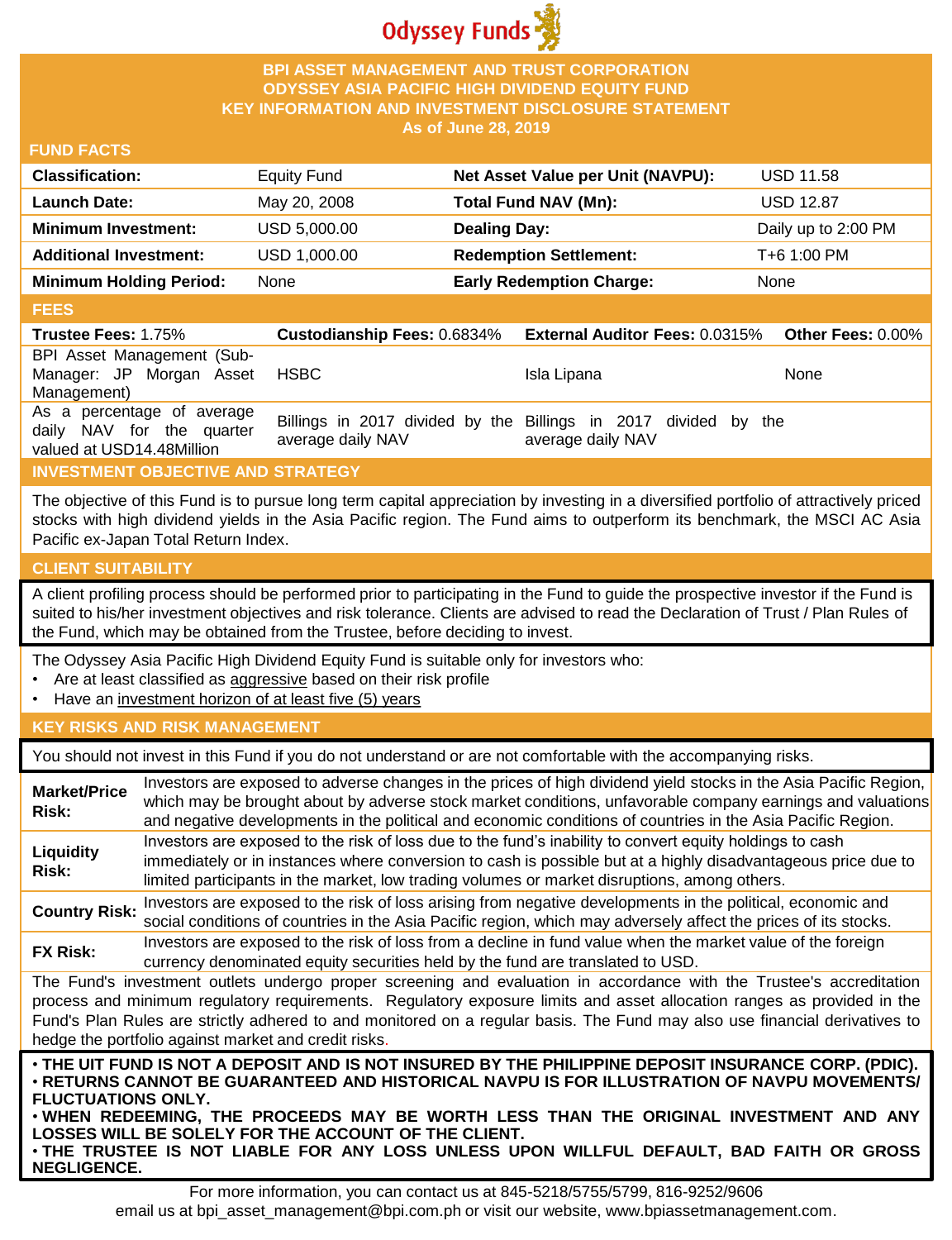Odyssey Funds

# BPI ASSET MANAGEMENT AND TRUST CORPORATION
# ODYSSEY ASIA PACIFIC HIGH DIVIDEND EQUITY FUND
## KEY INFORMATION AND INVESTMENT DISCLOSURE STATEMENT
### As of June 28, 2019

## FUND FACTS

| | | | |
|---|---|---|---|
| **Classification:** | Equity Fund | **Net Asset Value per Unit (NAVPU):** | USD 11.58 |
| **Launch Date:** | May 20, 2008 | **Total Fund NAV (Mn):** | USD 12.87 |
| **Minimum Investment:** | USD 5,000.00 | **Dealing Day:** | Daily up to 2:00 PM |
| **Additional Investment:** | USD 1,000.00 | **Redemption Settlement:** | T+6 1:00 PM |
| **Minimum Holding Period:** | None | **Early Redemption Charge:** | None |

## FEES

| **Trustee Fees:** 1.75% | **Custodianship Fees:** 0.6834% | **External Auditor Fees:** 0.0315% | **Other Fees:** 0.00% |
|---|---|---|---|
| BPI Asset Management (Sub-Manager: JP Morgan Asset Management) | HSBC | Isla Lipana | None |
| As a percentage of average daily NAV for the quarter valued at USD14.48Million | Billings in 2017 divided by the average daily NAV | Billings in 2017 divided by the average daily NAV | |

## INVESTMENT OBJECTIVE AND STRATEGY

The objective of this Fund is to pursue long term capital appreciation by investing in a diversified portfolio of attractively priced stocks with high dividend yields in the Asia Pacific region. The Fund aims to outperform its benchmark, the MSCI AC Asia Pacific ex-Japan Total Return Index.

## CLIENT SUITABILITY

A client profiling process should be performed prior to participating in the Fund to guide the prospective investor if the Fund is suited to his/her investment objectives and risk tolerance. Clients are advised to read the Declaration of Trust / Plan Rules of the Fund, which may be obtained from the Trustee, before deciding to invest.

The Odyssey Asia Pacific High Dividend Equity Fund is suitable only for investors who:

- Are at least classified as aggressive based on their risk profile
- Have an investment horizon of at least five (5) years

## KEY RISKS AND RISK MANAGEMENT

You should not invest in this Fund if you do not understand or are not comfortable with the accompanying risks.

| | |
|---|---|
| **Market/Price Risk:** | Investors are exposed to adverse changes in the prices of high dividend yield stocks in the Asia Pacific Region, which may be brought about by adverse stock market conditions, unfavorable company earnings and valuations and negative developments in the political and economic conditions of countries in the Asia Pacific Region. |
| **Liquidity Risk:** | Investors are exposed to the risk of loss due to the fund's inability to convert equity holdings to cash immediately or in instances where conversion to cash is possible but at a highly disadvantageous price due to limited participants in the market, low trading volumes or market disruptions, among others. |
| **Country Risk:** | Investors are exposed to the risk of loss arising from negative developments in the political, economic and social conditions of countries in the Asia Pacific region, which may adversely affect the prices of its stocks. |
| **FX Risk:** | Investors are exposed to the risk of loss from a decline in fund value when the market value of the foreign currency denominated equity securities held by the fund are translated to USD. |

The Fund's investment outlets undergo proper screening and evaluation in accordance with the Trustee's accreditation process and minimum regulatory requirements. Regulatory exposure limits and asset allocation ranges as provided in the Fund's Plan Rules are strictly adhered to and monitored on a regular basis. The Fund may also use financial derivatives to hedge the portfolio against market and credit risks.

- **THE UIT FUND IS NOT A DEPOSIT AND IS NOT INSURED BY THE PHILIPPINE DEPOSIT INSURANCE CORP. (PDIC).**
- **RETURNS CANNOT BE GUARANTEED AND HISTORICAL NAVPU IS FOR ILLUSTRATION OF NAVPU MOVEMENTS/ FLUCTUATIONS ONLY.**
- **WHEN REDEEMING, THE PROCEEDS MAY BE WORTH LESS THAN THE ORIGINAL INVESTMENT AND ANY LOSSES WILL BE SOLELY FOR THE ACCOUNT OF THE CLIENT.**
- **THE TRUSTEE IS NOT LIABLE FOR ANY LOSS UNLESS UPON WILLFUL DEFAULT, BAD FAITH OR GROSS NEGLIGENCE.**

For more information, you can contact us at 845-5218/5755/5799, 816-9252/9606
email us at bpi_asset_management@bpi.com.ph or visit our website, www.bpiassetmanagement.com.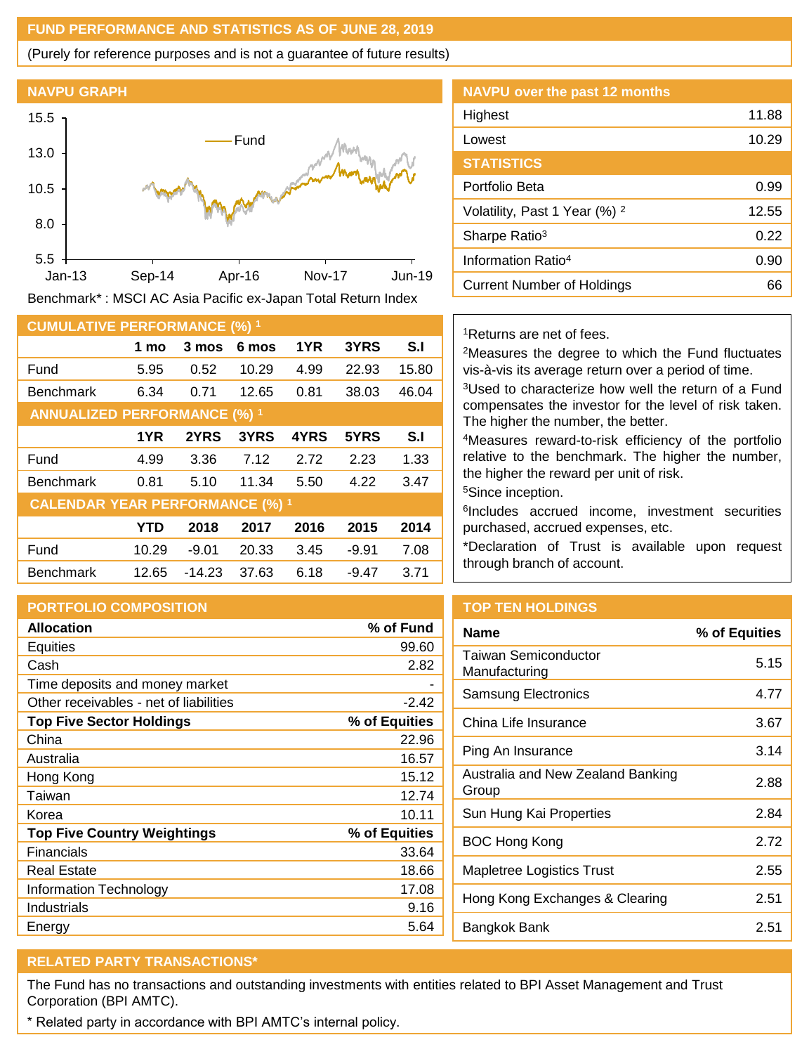## FUND PERFORMANCE AND STATISTICS AS OF JUNE 28, 2019

(Purely for reference purposes and is not a guarantee of future results)

### NAVPU GRAPH

Benchmark* : MSCI AC Asia Pacific ex-Japan Total Return Index

### NAVPU over the past 12 months

| | |
|---|---|
| Highest | 11.88 |
| Lowest | 10.29 |

### STATISTICS

| | |
|---|---|
| Portfolio Beta | 0.99 |
| Volatility, Past 1 Year (%) [2] | 12.55 |
| Sharpe Ratio[3] | 0.22 |
| Information Ratio[4] | 0.90 |
| Current Number of Holdings | 66 |

### CUMULATIVE PERFORMANCE (%) [1]

| | 1 mo | 3 mos | 6 mos | 1YR | 3YRS | S.I |
|---|---|---|---|---|---|---|
| Fund | 5.95 | 0.52 | 10.29 | 4.99 | 22.93 | 15.80 |
| Benchmark | 6.34 | 0.71 | 12.65 | 0.81 | 38.03 | 46.04 |

### ANNUALIZED PERFORMANCE (%) [1]

| | 1YR | 2YRS | 3YRS | 4YRS | 5YRS | S.I |
|---|---|---|---|---|---|---|
| Fund | 4.99 | 3.36 | 7.12 | 2.72 | 2.23 | 1.33 |
| Benchmark | 0.81 | 5.10 | 11.34 | 5.50 | 4.22 | 3.47 |

### CALENDAR YEAR PERFORMANCE (%) [1]

| | YTD | 2018 | 2017 | 2016 | 2015 | 2014 |
|---|---|---|---|---|---|---|
| Fund | 10.29 | -9.01 | 20.33 | 3.45 | -9.91 | 7.08 |
| Benchmark | 12.65 | -14.23 | 37.63 | 6.18 | -9.47 | 3.71 |

[1]Returns are net of fees.
[2]Measures the degree to which the Fund fluctuates vis-à-vis its average return over a period of time.
[3]Used to characterize how well the return of a Fund compensates the investor for the level of risk taken. The higher the number, the better.
[4]Measures reward-to-risk efficiency of the portfolio relative to the benchmark. The higher the number, the higher the reward per unit of risk.
[5]Since inception.
[6]Includes accrued income, investment securities purchased, accrued expenses, etc.
*Declaration of Trust is available upon request through branch of account.

### PORTFOLIO COMPOSITION

| Allocation | % of Fund |
|---|---|
| Equities | 99.60 |
| Cash | 2.82 |
| Time deposits and money market | - |
| Other receivables - net of liabilities | -2.42 |
| **Top Five Sector Holdings** | **% of Equities** |
| China | 22.96 |
| Australia | 16.57 |
| Hong Kong | 15.12 |
| Taiwan | 12.74 |
| Korea | 10.11 |
| **Top Five Country Weightings** | **% of Equities** |
| Financials | 33.64 |
| Real Estate | 18.66 |
| Information Technology | 17.08 |
| Industrials | 9.16 |
| Energy | 5.64 |

### TOP TEN HOLDINGS

| Name | % of Equities |
|---|---|
| Taiwan Semiconductor Manufacturing | 5.15 |
| Samsung Electronics | 4.77 |
| China Life Insurance | 3.67 |
| Ping An Insurance | 3.14 |
| Australia and New Zealand Banking Group | 2.88 |
| Sun Hung Kai Properties | 2.84 |
| BOC Hong Kong | 2.72 |
| Mapletree Logistics Trust | 2.55 |
| Hong Kong Exchanges & Clearing | 2.51 |
| Bangkok Bank | 2.51 |

### RELATED PARTY TRANSACTIONS*

The Fund has no transactions and outstanding investments with entities related to BPI Asset Management and Trust Corporation (BPI AMTC).

\* Related party in accordance with BPI AMTC's internal policy.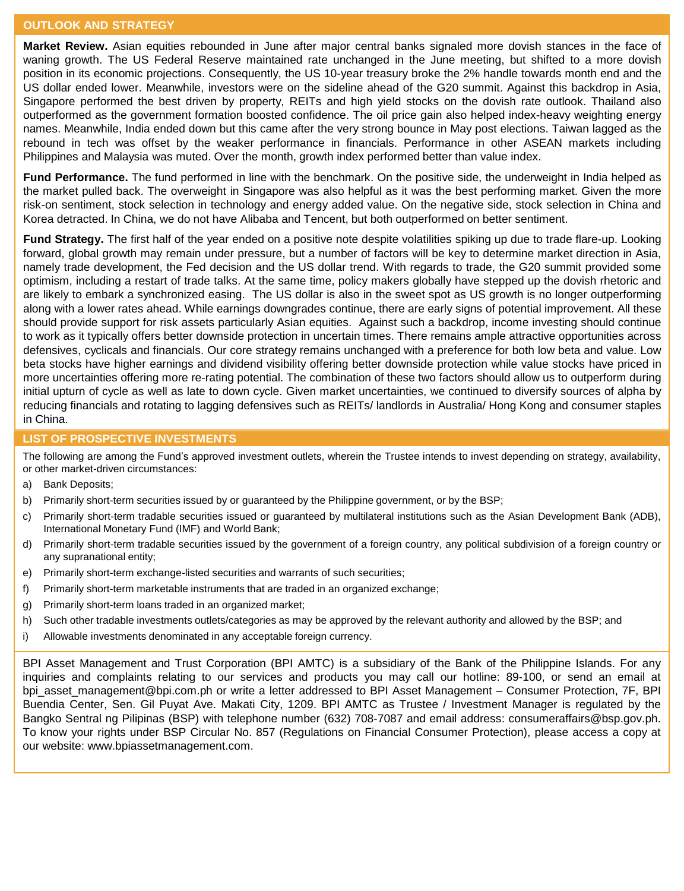## OUTLOOK AND STRATEGY

**Market Review.** Asian equities rebounded in June after major central banks signaled more dovish stances in the face of waning growth. The US Federal Reserve maintained rate unchanged in the June meeting, but shifted to a more dovish position in its economic projections. Consequently, the US 10-year treasury broke the 2% handle towards month end and the US dollar ended lower. Meanwhile, investors were on the sideline ahead of the G20 summit. Against this backdrop in Asia, Singapore performed the best driven by property, REITs and high yield stocks on the dovish rate outlook. Thailand also outperformed as the government formation boosted confidence. The oil price gain also helped index-heavy weighting energy names. Meanwhile, India ended down but this came after the very strong bounce in May post elections. Taiwan lagged as the rebound in tech was offset by the weaker performance in financials. Performance in other ASEAN markets including Philippines and Malaysia was muted. Over the month, growth index performed better than value index.

**Fund Performance.** The fund performed in line with the benchmark. On the positive side, the underweight in India helped as the market pulled back. The overweight in Singapore was also helpful as it was the best performing market. Given the more risk-on sentiment, stock selection in technology and energy added value. On the negative side, stock selection in China and Korea detracted. In China, we do not have Alibaba and Tencent, but both outperformed on better sentiment.

**Fund Strategy.** The first half of the year ended on a positive note despite volatilities spiking up due to trade flare-up. Looking forward, global growth may remain under pressure, but a number of factors will be key to determine market direction in Asia, namely trade development, the Fed decision and the US dollar trend. With regards to trade, the G20 summit provided some optimism, including a restart of trade talks. At the same time, policy makers globally have stepped up the dovish rhetoric and are likely to embark a synchronized easing. The US dollar is also in the sweet spot as US growth is no longer outperforming along with a lower rates ahead. While earnings downgrades continue, there are early signs of potential improvement. All these should provide support for risk assets particularly Asian equities. Against such a backdrop, income investing should continue to work as it typically offers better downside protection in uncertain times. There remains ample attractive opportunities across defensives, cyclicals and financials. Our core strategy remains unchanged with a preference for both low beta and value. Low beta stocks have higher earnings and dividend visibility offering better downside protection while value stocks have priced in more uncertainties offering more re-rating potential. The combination of these two factors should allow us to outperform during initial upturn of cycle as well as late to down cycle. Given market uncertainties, we continued to diversify sources of alpha by reducing financials and rotating to lagging defensives such as REITs/ landlords in Australia/ Hong Kong and consumer staples in China.

## LIST OF PROSPECTIVE INVESTMENTS

The following are among the Fund's approved investment outlets, wherein the Trustee intends to invest depending on strategy, availability, or other market-driven circumstances:

a) Bank Deposits;
b) Primarily short-term securities issued by or guaranteed by the Philippine government, or by the BSP;
c) Primarily short-term tradable securities issued or guaranteed by multilateral institutions such as the Asian Development Bank (ADB), International Monetary Fund (IMF) and World Bank;
d) Primarily short-term tradable securities issued by the government of a foreign country, any political subdivision of a foreign country or any supranational entity;
e) Primarily short-term exchange-listed securities and warrants of such securities;
f) Primarily short-term marketable instruments that are traded in an organized exchange;
g) Primarily short-term loans traded in an organized market;
h) Such other tradable investments outlets/categories as may be approved by the relevant authority and allowed by the BSP; and
i) Allowable investments denominated in any acceptable foreign currency.

BPI Asset Management and Trust Corporation (BPI AMTC) is a subsidiary of the Bank of the Philippine Islands. For any inquiries and complaints relating to our services and products you may call our hotline: 89-100, or send an email at bpi_asset_management@bpi.com.ph or write a letter addressed to BPI Asset Management – Consumer Protection, 7F, BPI Buendia Center, Sen. Gil Puyat Ave. Makati City, 1209. BPI AMTC as Trustee / Investment Manager is regulated by the Bangko Sentral ng Pilipinas (BSP) with telephone number (632) 708-7087 and email address: consumeraffairs@bsp.gov.ph. To know your rights under BSP Circular No. 857 (Regulations on Financial Consumer Protection), please access a copy at our website: www.bpiassetmanagement.com.